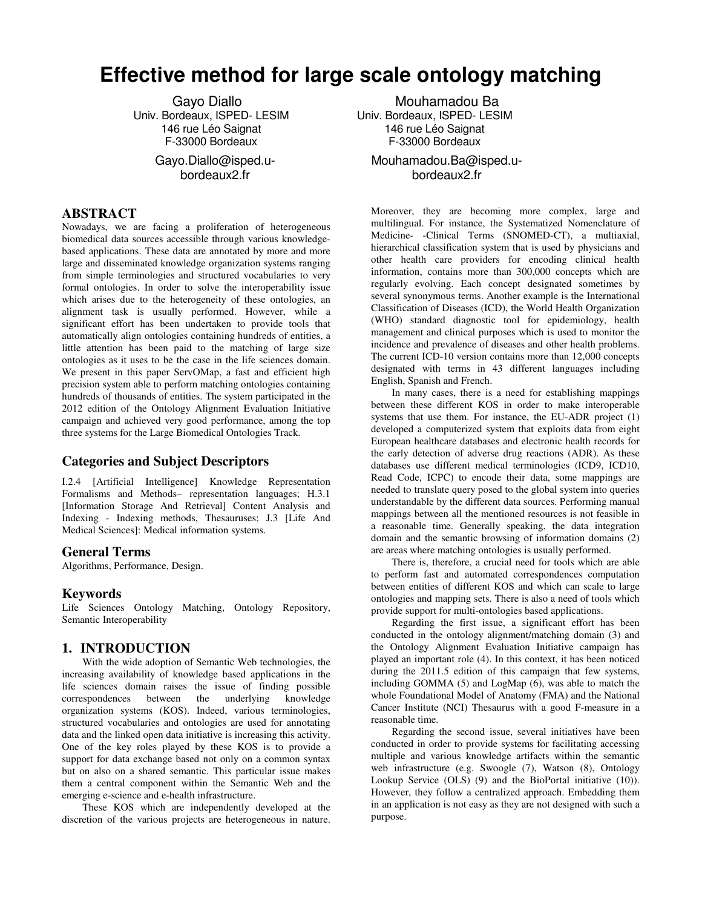# Effective method for large scale ontology matching

Gayo Diallo
Univ. Bordeaux, ISPED- LESIM
146 rue Léo Saignat
F-33000 Bordeaux
Gayo.Diallo@isped.u-bordeaux2.fr

Mouhamadou Ba
Univ. Bordeaux, ISPED- LESIM
146 rue Léo Saignat
F-33000 Bordeaux
Mouhamadou.Ba@isped.u-bordeaux2.fr

## ABSTRACT

Nowadays, we are facing a proliferation of heterogeneous biomedical data sources accessible through various knowledge-based applications. These data are annotated by more and more large and disseminated knowledge organization systems ranging from simple terminologies and structured vocabularies to very formal ontologies. In order to solve the interoperability issue which arises due to the heterogeneity of these ontologies, an alignment task is usually performed. However, while a significant effort has been undertaken to provide tools that automatically align ontologies containing hundreds of entities, a little attention has been paid to the matching of large size ontologies as it uses to be the case in the life sciences domain. We present in this paper ServOMap, a fast and efficient high precision system able to perform matching ontologies containing hundreds of thousands of entities. The system participated in the 2012 edition of the Ontology Alignment Evaluation Initiative campaign and achieved very good performance, among the top three systems for the Large Biomedical Ontologies Track.

## Categories and Subject Descriptors

I.2.4 [Artificial Intelligence] Knowledge Representation Formalisms and Methods– representation languages; H.3.1 [Information Storage And Retrieval] Content Analysis and Indexing - Indexing methods, Thesauruses; J.3 [Life And Medical Sciences]: Medical information systems.

## General Terms

Algorithms, Performance, Design.

## Keywords

Life Sciences Ontology Matching, Ontology Repository, Semantic Interoperability

## 1. INTRODUCTION

With the wide adoption of Semantic Web technologies, the increasing availability of knowledge based applications in the life sciences domain raises the issue of finding possible correspondences between the underlying knowledge organization systems (KOS). Indeed, various terminologies, structured vocabularies and ontologies are used for annotating data and the linked open data initiative is increasing this activity. One of the key roles played by these KOS is to provide a support for data exchange based not only on a common syntax but on also on a shared semantic. This particular issue makes them a central component within the Semantic Web and the emerging e-science and e-health infrastructure.

These KOS which are independently developed at the discretion of the various projects are heterogeneous in nature. Moreover, they are becoming more complex, large and multilingual. For instance, the Systematized Nomenclature of Medicine- -Clinical Terms (SNOMED-CT), a multiaxial, hierarchical classification system that is used by physicians and other health care providers for encoding clinical health information, contains more than 300,000 concepts which are regularly evolving. Each concept designated sometimes by several synonymous terms. Another example is the International Classification of Diseases (ICD), the World Health Organization (WHO) standard diagnostic tool for epidemiology, health management and clinical purposes which is used to monitor the incidence and prevalence of diseases and other health problems. The current ICD-10 version contains more than 12,000 concepts designated with terms in 43 different languages including English, Spanish and French.

In many cases, there is a need for establishing mappings between these different KOS in order to make interoperable systems that use them. For instance, the EU-ADR project (1) developed a computerized system that exploits data from eight European healthcare databases and electronic health records for the early detection of adverse drug reactions (ADR). As these databases use different medical terminologies (ICD9, ICD10, Read Code, ICPC) to encode their data, some mappings are needed to translate query posed to the global system into queries understandable by the different data sources. Performing manual mappings between all the mentioned resources is not feasible in a reasonable time. Generally speaking, the data integration domain and the semantic browsing of information domains (2) are areas where matching ontologies is usually performed.

There is, therefore, a crucial need for tools which are able to perform fast and automated correspondences computation between entities of different KOS and which can scale to large ontologies and mapping sets. There is also a need of tools which provide support for multi-ontologies based applications.

Regarding the first issue, a significant effort has been conducted in the ontology alignment/matching domain (3) and the Ontology Alignment Evaluation Initiative campaign has played an important role (4). In this context, it has been noticed during the 2011.5 edition of this campaign that few systems, including GOMMA (5) and LogMap (6), was able to match the whole Foundational Model of Anatomy (FMA) and the National Cancer Institute (NCI) Thesaurus with a good F-measure in a reasonable time.

Regarding the second issue, several initiatives have been conducted in order to provide systems for facilitating accessing multiple and various knowledge artifacts within the semantic web infrastructure (e.g. Swoogle (7), Watson (8), Ontology Lookup Service (OLS) (9) and the BioPortal initiative (10)). However, they follow a centralized approach. Embedding them in an application is not easy as they are not designed with such a purpose.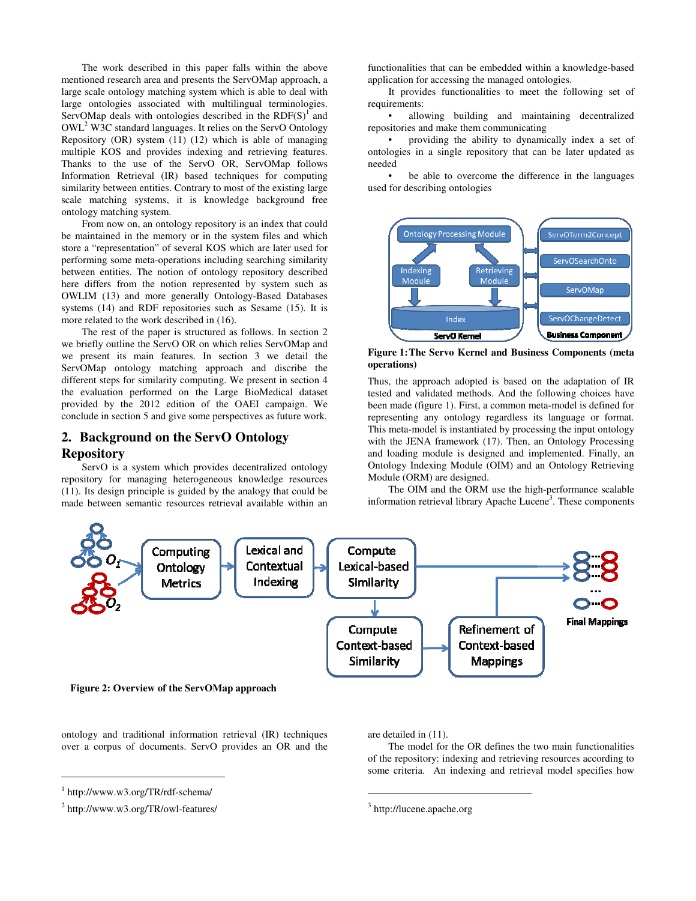The work described in this paper falls within the above mentioned research area and presents the ServOMap approach, a large scale ontology matching system which is able to deal with large ontologies associated with multilingual terminologies. ServOMap deals with ontologies described in the RDF(S)[1] and OWL[2] W3C standard languages. It relies on the ServO Ontology Repository (OR) system (11) (12) which is able of managing multiple KOS and provides indexing and retrieving features. Thanks to the use of the ServO OR, ServOMap follows Information Retrieval (IR) based techniques for computing similarity between entities. Contrary to most of the existing large scale matching systems, it is knowledge background free ontology matching system.

From now on, an ontology repository is an index that could be maintained in the memory or in the system files and which store a "representation" of several KOS which are later used for performing some meta-operations including searching similarity between entities. The notion of ontology repository described here differs from the notion represented by system such as OWLIM (13) and more generally Ontology-Based Databases systems (14) and RDF repositories such as Sesame (15). It is more related to the work described in (16).

The rest of the paper is structured as follows. In section 2 we briefly outline the ServO OR on which relies ServOMap and we present its main features. In section 3 we detail the ServOMap ontology matching approach and discribe the different steps for similarity computing. We present in section 4 the evaluation performed on the Large BioMedical dataset provided by the 2012 edition of the OAEI campaign. We conclude in section 5 and give some perspectives as future work.

## 2. Background on the ServO Ontology Repository

ServO is a system which provides decentralized ontology repository for managing heterogeneous knowledge resources (11). Its design principle is guided by the analogy that could be made between semantic resources retrieval available within an ontology and traditional information retrieval (IR) techniques over a corpus of documents. ServO provides an OR and the functionalities that can be embedded within a knowledge-based application for accessing the managed ontologies.

It provides functionalities to meet the following set of requirements:

- allowing building and maintaining decentralized repositories and make them communicating
- providing the ability to dynamically index a set of ontologies in a single repository that can be later updated as needed
- be able to overcome the difference in the languages used for describing ontologies

**Figure 1: The Servo Kernel and Business Components (meta operations)**

Thus, the approach adopted is based on the adaptation of IR tested and validated methods. And the following choices have been made (figure 1). First, a common meta-model is defined for representing any ontology regardless its language or format. This meta-model is instantiated by processing the input ontology with the JENA framework (17). Then, an Ontology Processing and loading module is designed and implemented. Finally, an Ontology Indexing Module (OIM) and an Ontology Retrieving Module (ORM) are designed.

The OIM and the ORM use the high-performance scalable information retrieval library Apache Lucene[3]. These components are detailed in (11).

**Figure 2: Overview of the ServOMap approach**

The model for the OR defines the two main functionalities of the repository: indexing and retrieving resources according to some criteria. An indexing and retrieval model specifies how

[1] http://www.w3.org/TR/rdf-schema/

[2] http://www.w3.org/TR/owl-features/

[3] http://lucene.apache.org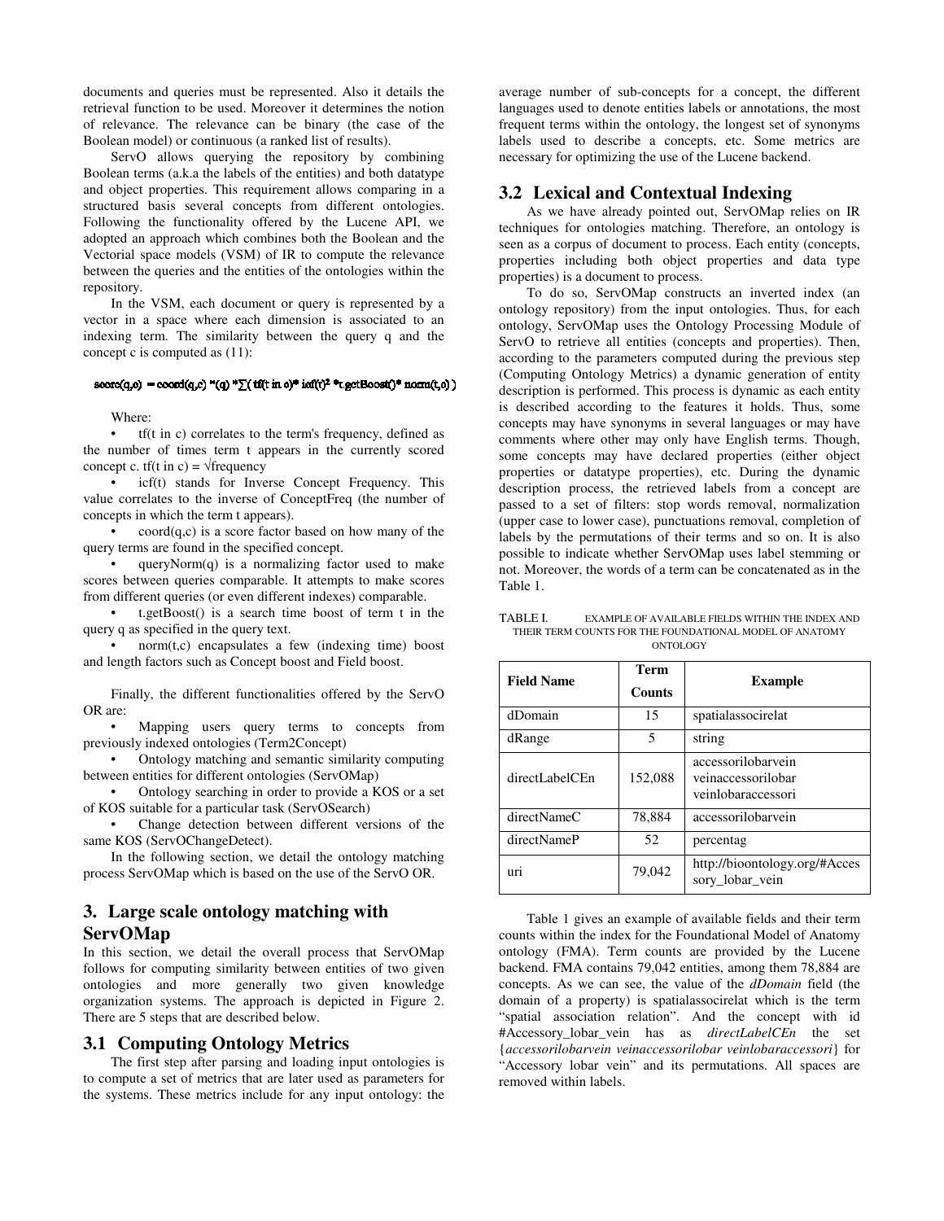documents and queries must be represented. Also it details the retrieval function to be used. Moreover it determines the notion of relevance. The relevance can be binary (the case of the Boolean model) or continuous (a ranked list of results).

ServO allows querying the repository by combining Boolean terms (a.k.a the labels of the entities) and both datatype and object properties. This requirement allows comparing in a structured basis several concepts from different ontologies. Following the functionality offered by the Lucene API, we adopted an approach which combines both the Boolean and the Vectorial space models (VSM) of IR to compute the relevance between the queries and the entities of the ontologies within the repository.

In the VSM, each document or query is represented by a vector in a space where each dimension is associated to an indexing term. The similarity between the query q and the concept c is computed as (11):

$$score(q,c) = coord(q,c) * (q) * \sum( tf(t \text{ in } c) * icf(t)^2 * t.getBoost() * norm(t,c) )$$

Where:

- tf(t in c) correlates to the term's frequency, defined as the number of times term t appears in the currently scored concept c. tf(t in c) = $\sqrt{\text{frequency}}$
- icf(t) stands for Inverse Concept Frequency. This value correlates to the inverse of ConceptFreq (the number of concepts in which the term t appears).
- coord(q,c) is a score factor based on how many of the query terms are found in the specified concept.
- queryNorm(q) is a normalizing factor used to make scores between queries comparable. It attempts to make scores from different queries (or even different indexes) comparable.
- t.getBoost() is a search time boost of term t in the query q as specified in the query text.
- norm(t,c) encapsulates a few (indexing time) boost and length factors such as Concept boost and Field boost.

Finally, the different functionalities offered by the ServO OR are:

- Mapping users query terms to concepts from previously indexed ontologies (Term2Concept)
- Ontology matching and semantic similarity computing between entities for different ontologies (ServOMap)
- Ontology searching in order to provide a KOS or a set of KOS suitable for a particular task (ServOSearch)
- Change detection between different versions of the same KOS (ServOChangeDetect).

In the following section, we detail the ontology matching process ServOMap which is based on the use of the ServO OR.

# 3. Large scale ontology matching with ServOMap

In this section, we detail the overall process that ServOMap follows for computing similarity between entities of two given ontologies and more generally two given knowledge organization systems. The approach is depicted in Figure 2. There are 5 steps that are described below.

## 3.1 Computing Ontology Metrics

The first step after parsing and loading input ontologies is to compute a set of metrics that are later used as parameters for the systems. These metrics include for any input ontology: the average number of sub-concepts for a concept, the different languages used to denote entities labels or annotations, the most frequent terms within the ontology, the longest set of synonyms labels used to describe a concepts, etc. Some metrics are necessary for optimizing the use of the Lucene backend.

## 3.2 Lexical and Contextual Indexing

As we have already pointed out, ServOMap relies on IR techniques for ontologies matching. Therefore, an ontology is seen as a corpus of document to process. Each entity (concepts, properties including both object properties and data type properties) is a document to process.

To do so, ServOMap constructs an inverted index (an ontology repository) from the input ontologies. Thus, for each ontology, ServOMap uses the Ontology Processing Module of ServO to retrieve all entities (concepts and properties). Then, according to the parameters computed during the previous step (Computing Ontology Metrics) a dynamic generation of entity description is performed. This process is dynamic as each entity is described according to the features it holds. Thus, some concepts may have synonyms in several languages or may have comments where other may only have English terms. Though, some concepts may have declared properties (either object properties or datatype properties), etc. During the dynamic description process, the retrieved labels from a concept are passed to a set of filters: stop words removal, normalization (upper case to lower case), punctuations removal, completion of labels by the permutations of their terms and so on. It is also possible to indicate whether ServOMap uses label stemming or not. Moreover, the words of a term can be concatenated as in the Table 1.

TABLE I. EXAMPLE OF AVAILABLE FIELDS WITHIN THE INDEX AND THEIR TERM COUNTS FOR THE FOUNDATIONAL MODEL OF ANATOMY ONTOLOGY

| Field Name | Term Counts | Example |
|---|---|---|
| dDomain | 15 | spatialassocirelat |
| dRange | 5 | string |
| directLabelCEn | 152,088 | accessorilobarvein veinaccessorilobar veinlobaraccessori |
| directNameC | 78,884 | accessorilobarvein |
| directNameP | 52 | percentag |
| uri | 79,042 | http://bioontology.org/#Accessory_lobar_vein |

Table 1 gives an example of available fields and their term counts within the index for the Foundational Model of Anatomy ontology (FMA). Term counts are provided by the Lucene backend. FMA contains 79,042 entities, among them 78,884 are concepts. As we can see, the value of the *dDomain* field (the domain of a property) is spatialassocirelat which is the term "spatial association relation". And the concept with id #Accessory_lobar_vein has as *directLabelCEn* the set {*accessorilobarvein veinaccessorilobar veinlobaraccessori*} for "Accessory lobar vein" and its permutations. All spaces are removed within labels.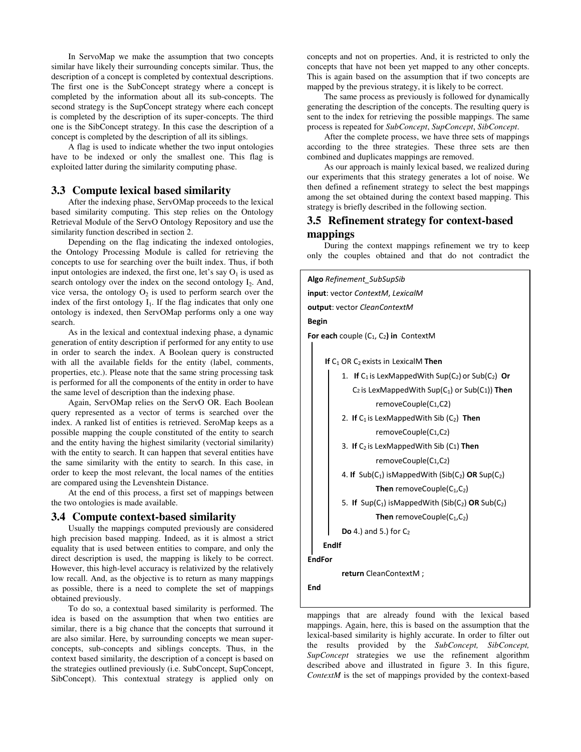In ServoMap we make the assumption that two concepts similar have likely their surrounding concepts similar. Thus, the description of a concept is completed by contextual descriptions. The first one is the SubConcept strategy where a concept is completed by the information about all its sub-concepts. The second strategy is the SupConcept strategy where each concept is completed by the description of its super-concepts. The third one is the SibConcept strategy. In this case the description of a concept is completed by the description of all its siblings.

A flag is used to indicate whether the two input ontologies have to be indexed or only the smallest one. This flag is exploited latter during the similarity computing phase.

### 3.3 Compute lexical based similarity

After the indexing phase, ServOMap proceeds to the lexical based similarity computing. This step relies on the Ontology Retrieval Module of the ServO Ontology Repository and use the similarity function described in section 2.

Depending on the flag indicating the indexed ontologies, the Ontology Processing Module is called for retrieving the concepts to use for searching over the built index. Thus, if both input ontologies are indexed, the first one, let's say $O_1$ is used as search ontology over the index on the second ontology $I_2$. And, vice versa, the ontology $O_2$ is used to perform search over the index of the first ontology $I_1$. If the flag indicates that only one ontology is indexed, then ServOMap performs only a one way search.

As in the lexical and contextual indexing phase, a dynamic generation of entity description if performed for any entity to use in order to search the index. A Boolean query is constructed with all the available fields for the entity (label, comments, properties, etc.). Please note that the same string processing task is performed for all the components of the entity in order to have the same level of description than the indexing phase.

Again, ServOMap relies on the ServO OR. Each Boolean query represented as a vector of terms is searched over the index. A ranked list of entities is retrieved. SeroMap keeps as a possible mapping the couple constituted of the entity to search and the entity having the highest similarity (vectorial similarity) with the entity to search. It can happen that several entities have the same similarity with the entity to search. In this case, in order to keep the most relevant, the local names of the entities are compared using the Levenshtein Distance.

At the end of this process, a first set of mappings between the two ontologies is made available.

### 3.4 Compute context-based similarity

Usually the mappings computed previously are considered high precision based mapping. Indeed, as it is almost a strict equality that is used between entities to compare, and only the direct description is used, the mapping is likely to be correct. However, this high-level accuracy is relativized by the relatively low recall. And, as the objective is to return as many mappings as possible, there is a need to complete the set of mappings obtained previously.

To do so, a contextual based similarity is performed. The idea is based on the assumption that when two entities are similar, there is a big chance that the concepts that surround it are also similar. Here, by surrounding concepts we mean super-concepts, sub-concepts and siblings concepts. Thus, in the context based similarity, the description of a concept is based on the strategies outlined previously (i.e. SubConcept, SupConcept, SibConcept). This contextual strategy is applied only on concepts and not on properties. And, it is restricted to only the concepts that have not been yet mapped to any other concepts. This is again based on the assumption that if two concepts are mapped by the previous strategy, it is likely to be correct.

The same process as previously is followed for dynamically generating the description of the concepts. The resulting query is sent to the index for retrieving the possible mappings. The same process is repeated for *SubConcept*, *SupConcept*, *SibConcept*.

After the complete process, we have three sets of mappings according to the three strategies. These three sets are then combined and duplicates mappings are removed.

As our approach is mainly lexical based, we realized during our experiments that this strategy generates a lot of noise. We then defined a refinement strategy to select the best mappings among the set obtained during the context based mapping. This strategy is briefly described in the following section.

### 3.5 Refinement strategy for context-based mappings

During the context mappings refinement we try to keep only the couples obtained and that do not contradict the mappings that are already found with the lexical based mappings. Again, here, this is based on the assumption that the lexical-based similarity is highly accurate. In order to filter out the results provided by the *SubConcept, SibConcept, SupConcept* strategies we use the refinement algorithm described above and illustrated in figure 3. In this figure, *ContextM* is the set of mappings provided by the context-based

```
Algo Refinement_SubSupSib
input: vector ContextM, LexicalM
output: vector CleanContextM
Begin
For each couple (C1, C2) in ContextM
    If C1 OR C2 exists in LexicalM Then
        1. If C1 is LexMappedWith Sup(C2) or Sub(C2) Or
           C2 is LexMappedWith Sup(C1) or Sub(C1)) Then
               removeCouple(C1,C2)
        2. If C1 is LexMappedWith Sib (C2) Then
               removeCouple(C1,C2)
        3. If C2 is LexMappedWith Sib (C1) Then
               removeCouple(C1,C2)
        4. If Sub(C1) isMappedWith (Sib(C2) OR Sup(C2)
               Then removeCouple(C1,C2)
        5. If Sup(C1) isMappedWith (Sib(C2) OR Sub(C2)
               Then removeCouple(C1,C2)
        Do 4.) and 5.) for C2
    EndIf
EndFor
    return CleanContextM ;
End
```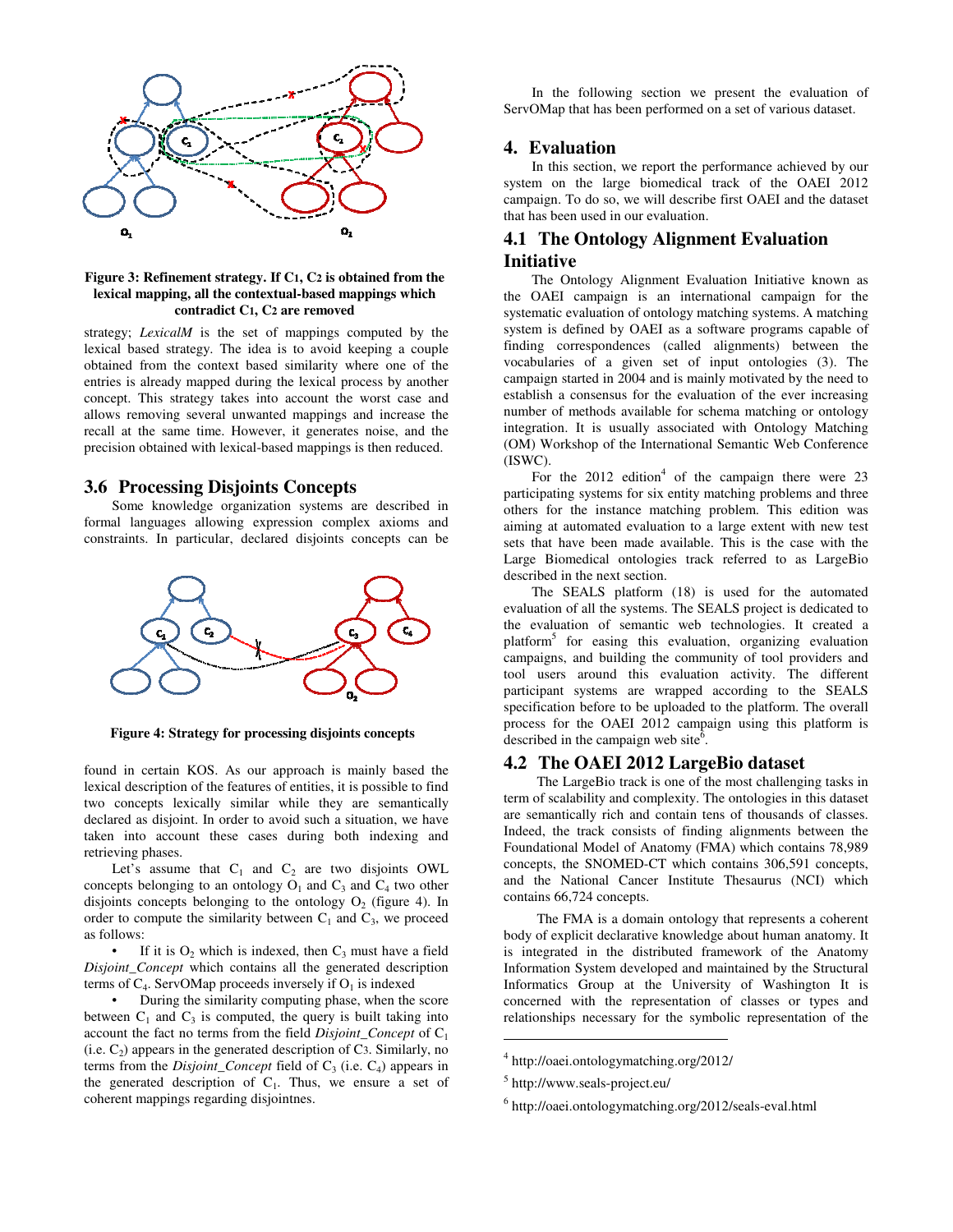**Figure 3: Refinement strategy. If C1, C2 is obtained from the lexical mapping, all the contextual-based mappings which contradict C1, C2 are removed**

strategy; *LexicalM* is the set of mappings computed by the lexical based strategy. The idea is to avoid keeping a couple obtained from the context based similarity where one of the entries is already mapped during the lexical process by another concept. This strategy takes into account the worst case and allows removing several unwanted mappings and increase the recall at the same time. However, it generates noise, and the precision obtained with lexical-based mappings is then reduced.

## 3.6 Processing Disjoints Concepts

Some knowledge organization systems are described in formal languages allowing expression complex axioms and constraints. In particular, declared disjoints concepts can be found in certain KOS. As our approach is mainly based the lexical description of the features of entities, it is possible to find two concepts lexically similar while they are semantically declared as disjoint. In order to avoid such a situation, we have taken into account these cases during both indexing and retrieving phases.

**Figure 4: Strategy for processing disjoints concepts**

Let's assume that $C_1$ and $C_2$ are two disjoints OWL concepts belonging to an ontology $O_1$ and $C_3$ and $C_4$ two other disjoints concepts belonging to the ontology $O_2$ (figure 4). In order to compute the similarity between $C_1$ and $C_3$, we proceed as follows:

- If it is $O_2$ which is indexed, then $C_3$ must have a field *Disjoint_Concept* which contains all the generated description terms of $C_4$. ServOMap proceeds inversely if $O_1$ is indexed
- During the similarity computing phase, when the score between $C_1$ and $C_3$ is computed, the query is built taking into account the fact no terms from the field *Disjoint_Concept* of $C_1$ (i.e. $C_2$) appears in the generated description of $C_3$. Similarly, no terms from the *Disjoint_Concept* field of $C_3$ (i.e. $C_4$) appears in the generated description of $C_1$. Thus, we ensure a set of coherent mappings regarding disjointnes.

In the following section we present the evaluation of ServOMap that has been performed on a set of various dataset.

# 4. Evaluation

In this section, we report the performance achieved by our system on the large biomedical track of the OAEI 2012 campaign. To do so, we will describe first OAEI and the dataset that has been used in our evaluation.

## 4.1 The Ontology Alignment Evaluation Initiative

The Ontology Alignment Evaluation Initiative known as the OAEI campaign is an international campaign for the systematic evaluation of ontology matching systems. A matching system is defined by OAEI as a software programs capable of finding correspondences (called alignments) between the vocabularies of a given set of input ontologies (3). The campaign started in 2004 and is mainly motivated by the need to establish a consensus for the evaluation of the ever increasing number of methods available for schema matching or ontology integration. It is usually associated with Ontology Matching (OM) Workshop of the International Semantic Web Conference (ISWC).

For the 2012 edition[4] of the campaign there were 23 participating systems for six entity matching problems and three others for the instance matching problem. This edition was aiming at automated evaluation to a large extent with new test sets that have been made available. This is the case with the Large Biomedical ontologies track referred to as LargeBio described in the next section.

The SEALS platform (18) is used for the automated evaluation of all the systems. The SEALS project is dedicated to the evaluation of semantic web technologies. It created a platform[5] for easing this evaluation, organizing evaluation campaigns, and building the community of tool providers and tool users around this evaluation activity. The different participant systems are wrapped according to the SEALS specification before to be uploaded to the platform. The overall process for the OAEI 2012 campaign using this platform is described in the campaign web site[6].

## 4.2 The OAEI 2012 LargeBio dataset

The LargeBio track is one of the most challenging tasks in term of scalability and complexity. The ontologies in this dataset are semantically rich and contain tens of thousands of classes. Indeed, the track consists of finding alignments between the Foundational Model of Anatomy (FMA) which contains 78,989 concepts, the SNOMED-CT which contains 306,591 concepts, and the National Cancer Institute Thesaurus (NCI) which contains 66,724 concepts.

The FMA is a domain ontology that represents a coherent body of explicit declarative knowledge about human anatomy. It is integrated in the distributed framework of the Anatomy Information System developed and maintained by the Structural Informatics Group at the University of Washington It is concerned with the representation of classes or types and relationships necessary for the symbolic representation of the

[4] http://oaei.ontologymatching.org/2012/

[5] http://www.seals-project.eu/

[6] http://oaei.ontologymatching.org/2012/seals-eval.html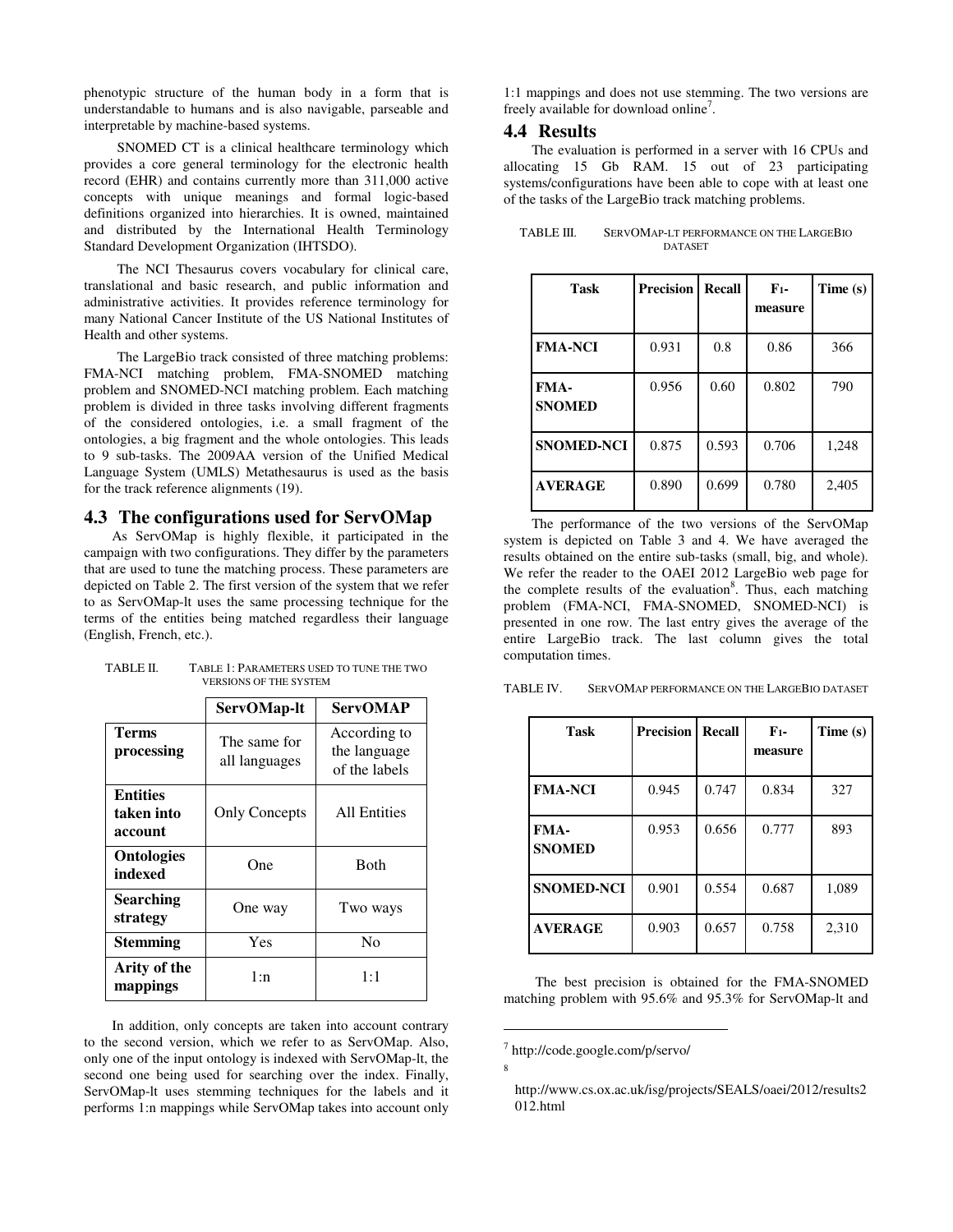phenotypic structure of the human body in a form that is understandable to humans and is also navigable, parseable and interpretable by machine-based systems.

SNOMED CT is a clinical healthcare terminology which provides a core general terminology for the electronic health record (EHR) and contains currently more than 311,000 active concepts with unique meanings and formal logic-based definitions organized into hierarchies. It is owned, maintained and distributed by the International Health Terminology Standard Development Organization (IHTSDO).

The NCI Thesaurus covers vocabulary for clinical care, translational and basic research, and public information and administrative activities. It provides reference terminology for many National Cancer Institute of the US National Institutes of Health and other systems.

The LargeBio track consisted of three matching problems: FMA-NCI matching problem, FMA-SNOMED matching problem and SNOMED-NCI matching problem. Each matching problem is divided in three tasks involving different fragments of the considered ontologies, i.e. a small fragment of the ontologies, a big fragment and the whole ontologies. This leads to 9 sub-tasks. The 2009AA version of the Unified Medical Language System (UMLS) Metathesaurus is used as the basis for the track reference alignments (19).

## 4.3 The configurations used for ServOMap

As ServOMap is highly flexible, it participated in the campaign with two configurations. They differ by the parameters that are used to tune the matching process. These parameters are depicted on Table 2. The first version of the system that we refer to as ServOMap-lt uses the same processing technique for the terms of the entities being matched regardless their language (English, French, etc.).

TABLE II. TABLE 1: PARAMETERS USED TO TUNE THE TWO VERSIONS OF THE SYSTEM

| | ServOMap-lt | ServOMAP |
|---|---|---|
| **Terms processing** | The same for all languages | According to the language of the labels |
| **Entities taken into account** | Only Concepts | All Entities |
| **Ontologies indexed** | One | Both |
| **Searching strategy** | One way | Two ways |
| **Stemming** | Yes | No |
| **Arity of the mappings** | 1:n | 1:1 |

In addition, only concepts are taken into account contrary to the second version, which we refer to as ServOMap. Also, only one of the input ontology is indexed with ServOMap-lt, the second one being used for searching over the index. Finally, ServOMap-lt uses stemming techniques for the labels and it performs 1:n mappings while ServOMap takes into account only 1:1 mappings and does not use stemming. The two versions are freely available for download online[7].

## 4.4 Results

The evaluation is performed in a server with 16 CPUs and allocating 15 Gb RAM. 15 out of 23 participating systems/configurations have been able to cope with at least one of the tasks of the LargeBio track matching problems.

TABLE III. SERVOMAP-LT PERFORMANCE ON THE LARGEBIO DATASET

| Task | Precision | Recall | $F_1$-measure | Time (s) |
|---|---|---|---|---|
| **FMA-NCI** | 0.931 | 0.8 | 0.86 | 366 |
| **FMA-SNOMED** | 0.956 | 0.60 | 0.802 | 790 |
| **SNOMED-NCI** | 0.875 | 0.593 | 0.706 | 1,248 |
| **AVERAGE** | 0.890 | 0.699 | 0.780 | 2,405 |

The performance of the two versions of the ServOMap system is depicted on Table 3 and 4. We have averaged the results obtained on the entire sub-tasks (small, big, and whole). We refer the reader to the OAEI 2012 LargeBio web page for the complete results of the evaluation[8]. Thus, each matching problem (FMA-NCI, FMA-SNOMED, SNOMED-NCI) is presented in one row. The last entry gives the average of the entire LargeBio track. The last column gives the total computation times.

TABLE IV. SERVOMAP PERFORMANCE ON THE LARGEBIO DATASET

| Task | Precision | Recall | $F_1$-measure | Time (s) |
|---|---|---|---|---|
| **FMA-NCI** | 0.945 | 0.747 | 0.834 | 327 |
| **FMA-SNOMED** | 0.953 | 0.656 | 0.777 | 893 |
| **SNOMED-NCI** | 0.901 | 0.554 | 0.687 | 1,089 |
| **AVERAGE** | 0.903 | 0.657 | 0.758 | 2,310 |

The best precision is obtained for the FMA-SNOMED matching problem with 95.6% and 95.3% for ServOMap-lt and

[7] http://code.google.com/p/servo/

[8] http://www.cs.ox.ac.uk/isg/projects/SEALS/oaei/2012/results2012.html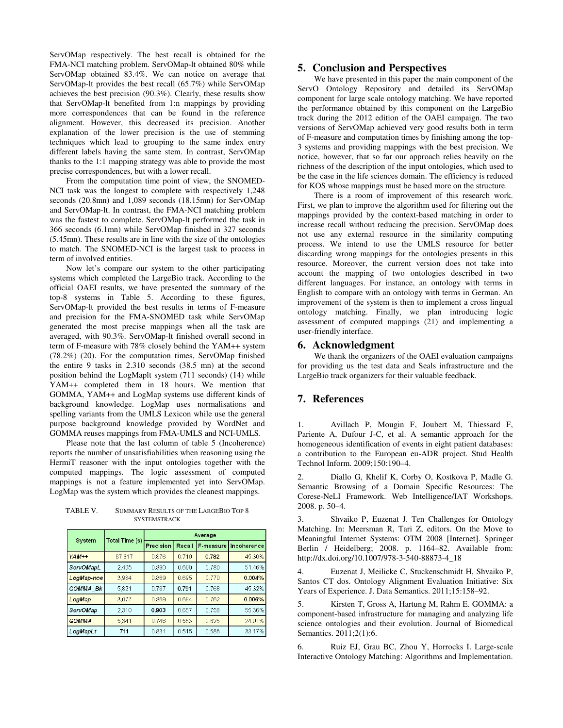ServOMap respectively. The best recall is obtained for the FMA-NCI matching problem. ServOMap-lt obtained 80% while ServOMap obtained 83.4%. We can notice on average that ServOMap-lt provides the best recall (65.7%) while ServOMap achieves the best precision (90.3%). Clearly, these results show that ServOMap-lt benefited from 1:n mappings by providing more correspondences that can be found in the reference alignment. However, this decreased its precision. Another explanation of the lower precision is the use of stemming techniques which lead to grouping to the same index entry different labels having the same stem. In contrast, ServOMap thanks to the 1:1 mapping strategy was able to provide the most precise correspondences, but with a lower recall.

From the computation time point of view, the SNOMED-NCI task was the longest to complete with respectively 1,248 seconds (20.8mn) and 1,089 seconds (18.15mn) for ServOMap and ServOMap-lt. In contrast, the FMA-NCI matching problem was the fastest to complete. ServOMap-lt performed the task in 366 seconds (6.1mn) while ServOMap finished in 327 seconds (5.45mn). These results are in line with the size of the ontologies to match. The SNOMED-NCI is the largest task to process in term of involved entities.

Now let's compare our system to the other participating systems which completed the LargeBio track. According to the official OAEI results, we have presented the summary of the top-8 systems in Table 5. According to these figures, ServOMap-lt provided the best results in terms of F-measure and precision for the FMA-SNOMED task while ServOMap generated the most precise mappings when all the task are averaged, with 90.3%. ServOMap-lt finished overall second in term of F-measure with 78% closely behind the YAM++ system (78.2%) (20). For the computation times, ServOMap finished the entire 9 tasks in 2.310 seconds (38.5 mn) at the second position behind the LogMaplt system (711 seconds) (14) while YAM++ completed them in 18 hours. We mention that GOMMA, YAM++ and LogMap systems use different kinds of background knowledge. LogMap uses normalisations and spelling variants from the UMLS Lexicon while use the general purpose background knowledge provided by WordNet and GOMMA reuses mappings from FMA-UMLS and NCI-UMLS.

Please note that the last column of table 5 (Incoherence) reports the number of unsatisfiabilities when reasoning using the HermiT reasoner with the input ontologies together with the computed mappings. The logic assessment of computed mappings is not a feature implemented yet into ServOMap. LogMap was the system which provides the cleanest mappings.

TABLE V. SUMMARY RESULTS OF THE LARGEBIO TOP 8 SYSTEMSTRACK

| System | Total Time (s) | Average | | | |
|---|---|---|---|---|---|
| | | Precision | Recall | F-measure | Incoherence |
| *YAM++* | 67,817 | 0.876 | 0.710 | **0.782** | 45.30% |
| *ServOMapL* | 2,405 | 0.890 | 0.699 | 0.780 | 51.46% |
| *LogMap-noe* | 3,964 | 0.869 | 0.695 | 0.770 | **0.004%** |
| *GOMMA_Bk* | 5,821 | 0.767 | **0.791** | 0.768 | 45.32% |
| *LogMap* | 3,077 | 0.869 | 0.684 | 0.762 | **0.006%** |
| *ServOMap* | 2,310 | **0.903** | 0.657 | 0.758 | 55.36% |
| *GOMMA* | 5,341 | 0.746 | 0.553 | 0.625 | 24.01% |
| *LogMapLt* | **711** | 0.831 | 0.515 | 0.586 | 33.17% |

## 5. Conclusion and Perspectives

We have presented in this paper the main component of the ServO Ontology Repository and detailed its ServOMap component for large scale ontology matching. We have reported the performance obtained by this component on the LargeBio track during the 2012 edition of the OAEI campaign. The two versions of ServOMap achieved very good results both in term of F-measure and computation times by finishing among the top-3 systems and providing mappings with the best precision. We notice, however, that so far our approach relies heavily on the richness of the description of the input ontologies, which used to be the case in the life sciences domain. The efficiency is reduced for KOS whose mappings must be based more on the structure.

There is a room of improvement of this research work. First, we plan to improve the algorithm used for filtering out the mappings provided by the context-based matching in order to increase recall without reducing the precision. ServOMap does not use any external resource in the similarity computing process. We intend to use the UMLS resource for better discarding wrong mappings for the ontologies presents in this resource. Moreover, the current version does not take into account the mapping of two ontologies described in two different languages. For instance, an ontology with terms in English to compare with an ontology with terms in German. An improvement of the system is then to implement a cross lingual ontology matching. Finally, we plan introducing logic assessment of computed mappings (21) and implementing a user-friendly interface.

## 6. Acknowledgment

We thank the organizers of the OAEI evaluation campaigns for providing us the test data and Seals infrastructure and the LargeBio track organizers for their valuable feedback.

## 7. References

1. Avillach P, Mougin F, Joubert M, Thiessard F, Pariente A, Dufour J-C, et al. A semantic approach for the homogeneous identification of events in eight patient databases: a contribution to the European eu-ADR project. Stud Health Technol Inform. 2009;150:190–4.

2. Diallo G, Khelif K, Corby O, Kostkova P, Madle G. Semantic Browsing of a Domain Specific Resources: The Corese-NeLI Framework. Web Intelligence/IAT Workshops. 2008. p. 50–4.

3. Shvaiko P, Euzenat J. Ten Challenges for Ontology Matching. In: Meersman R, Tari Z, editors. On the Move to Meaningful Internet Systems: OTM 2008 [Internet]. Springer Berlin / Heidelberg; 2008. p. 1164–82. Available from: http://dx.doi.org/10.1007/978-3-540-88873-4_18

4. Euzenat J, Meilicke C, Stuckenschmidt H, Shvaiko P, Santos CT dos. Ontology Alignment Evaluation Initiative: Six Years of Experience. J. Data Semantics. 2011;15:158–92.

5. Kirsten T, Gross A, Hartung M, Rahm E. GOMMA: a component-based infrastructure for managing and analyzing life science ontologies and their evolution. Journal of Biomedical Semantics. 2011;2(1):6.

6. Ruiz EJ, Grau BC, Zhou Y, Horrocks I. Large-scale Interactive Ontology Matching: Algorithms and Implementation.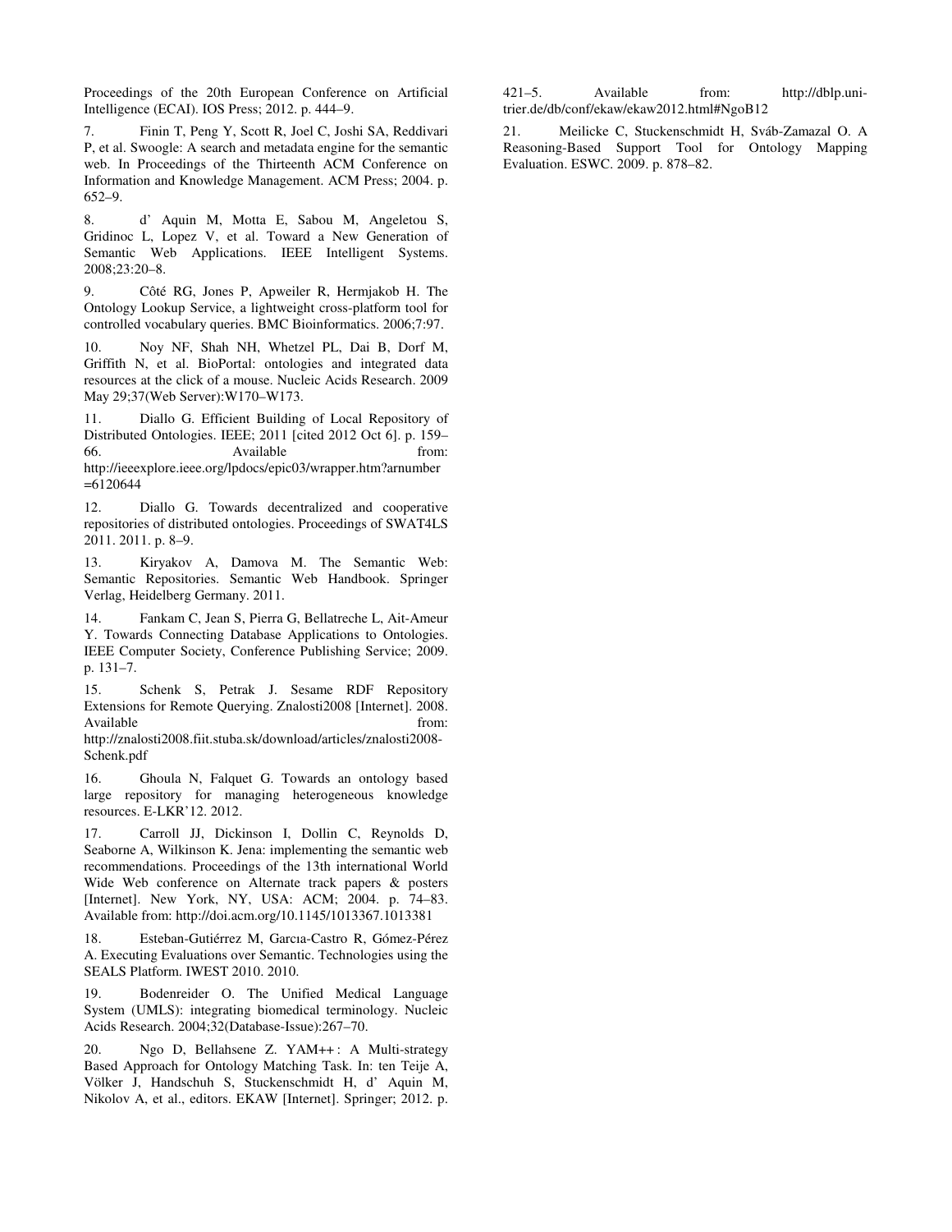Proceedings of the 20th European Conference on Artificial Intelligence (ECAI). IOS Press; 2012. p. 444–9.

7. Finin T, Peng Y, Scott R, Joel C, Joshi SA, Reddivari P, et al. Swoogle: A search and metadata engine for the semantic web. In Proceedings of the Thirteenth ACM Conference on Information and Knowledge Management. ACM Press; 2004. p. 652–9.

8. d' Aquin M, Motta E, Sabou M, Angeletou S, Gridinoc L, Lopez V, et al. Toward a New Generation of Semantic Web Applications. IEEE Intelligent Systems. 2008;23:20–8.

9. Côté RG, Jones P, Apweiler R, Hermjakob H. The Ontology Lookup Service, a lightweight cross-platform tool for controlled vocabulary queries. BMC Bioinformatics. 2006;7:97.

10. Noy NF, Shah NH, Whetzel PL, Dai B, Dorf M, Griffith N, et al. BioPortal: ontologies and integrated data resources at the click of a mouse. Nucleic Acids Research. 2009 May 29;37(Web Server):W170–W173.

11. Diallo G. Efficient Building of Local Repository of Distributed Ontologies. IEEE; 2011 [cited 2012 Oct 6]. p. 159–66. Available from: http://ieeexplore.ieee.org/lpdocs/epic03/wrapper.htm?arnumber=6120644

12. Diallo G. Towards decentralized and cooperative repositories of distributed ontologies. Proceedings of SWAT4LS 2011. 2011. p. 8–9.

13. Kiryakov A, Damova M. The Semantic Web: Semantic Repositories. Semantic Web Handbook. Springer Verlag, Heidelberg Germany. 2011.

14. Fankam C, Jean S, Pierra G, Bellatreche L, Ait-Ameur Y. Towards Connecting Database Applications to Ontologies. IEEE Computer Society, Conference Publishing Service; 2009. p. 131–7.

15. Schenk S, Petrak J. Sesame RDF Repository Extensions for Remote Querying. Znalosti2008 [Internet]. 2008. Available from: http://znalosti2008.fiit.stuba.sk/download/articles/znalosti2008-Schenk.pdf

16. Ghoula N, Falquet G. Towards an ontology based large repository for managing heterogeneous knowledge resources. E-LKR'12. 2012.

17. Carroll JJ, Dickinson I, Dollin C, Reynolds D, Seaborne A, Wilkinson K. Jena: implementing the semantic web recommendations. Proceedings of the 13th international World Wide Web conference on Alternate track papers & posters [Internet]. New York, NY, USA: ACM; 2004. p. 74–83. Available from: http://doi.acm.org/10.1145/1013367.1013381

18. Esteban-Gutiérrez M, Garcıa-Castro R, Gómez-Pérez A. Executing Evaluations over Semantic. Technologies using the SEALS Platform. IWEST 2010. 2010.

19. Bodenreider O. The Unified Medical Language System (UMLS): integrating biomedical terminology. Nucleic Acids Research. 2004;32(Database-Issue):267–70.

20. Ngo D, Bellahsene Z. YAM++ : A Multi-strategy Based Approach for Ontology Matching Task. In: ten Teije A, Völker J, Handschuh S, Stuckenschmidt H, d' Aquin M, Nikolov A, et al., editors. EKAW [Internet]. Springer; 2012. p. 421–5. Available from: http://dblp.uni-trier.de/db/conf/ekaw/ekaw2012.html#NgoB12

21. Meilicke C, Stuckenschmidt H, Sváb-Zamazal O. A Reasoning-Based Support Tool for Ontology Mapping Evaluation. ESWC. 2009. p. 878–82.